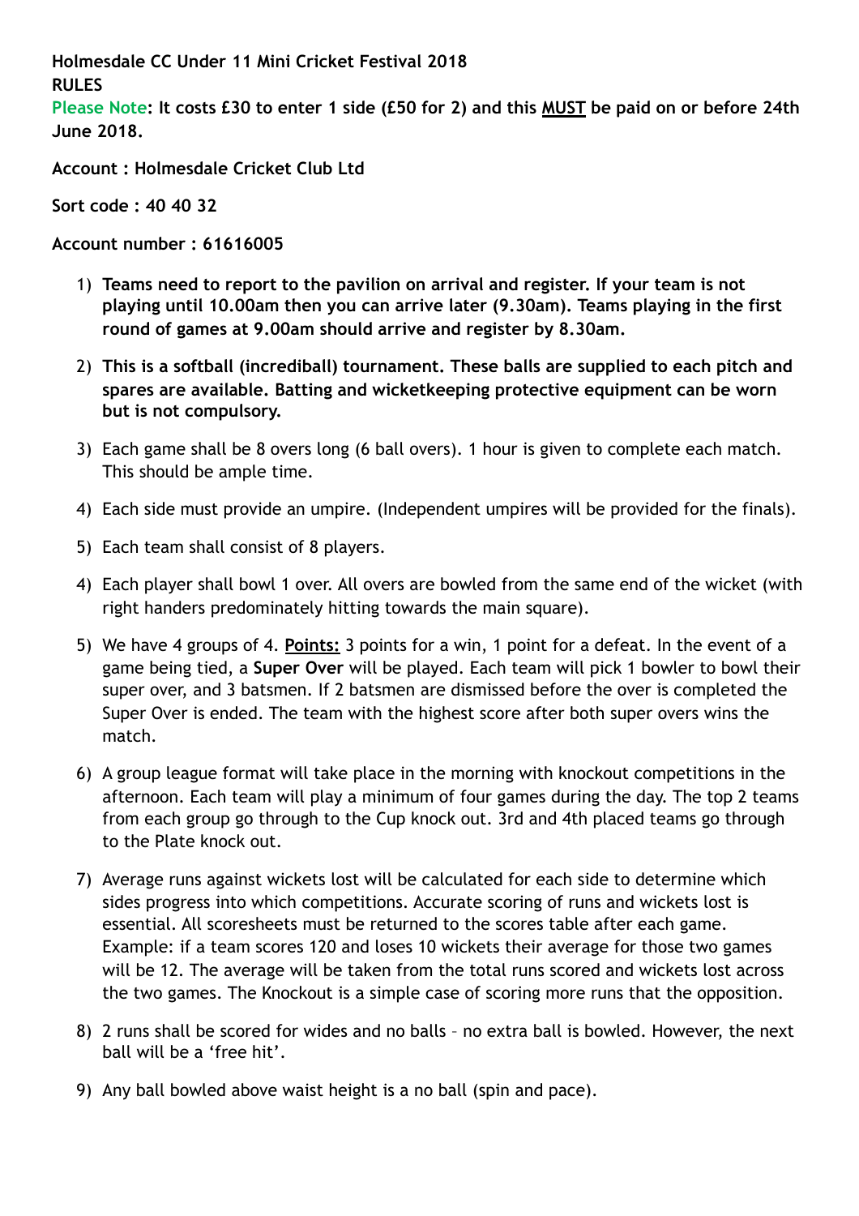**Holmesdale CC Under 11 Mini Cricket Festival 2018**
**RULES**

**Please Note: It costs £30 to enter 1 side (£50 for 2) and this MUST be paid on or before 24th June 2018.**

**Account : Holmesdale Cricket Club Ltd**

**Sort code : 40 40 32**

**Account number : 61616005**

1) **Teams need to report to the pavilion on arrival and register. If your team is not playing until 10.00am then you can arrive later (9.30am). Teams playing in the first round of games at 9.00am should arrive and register by 8.30am.**

2) **This is a softball (incrediball) tournament. These balls are supplied to each pitch and spares are available. Batting and wicketkeeping protective equipment can be worn but is not compulsory.**

3) Each game shall be 8 overs long (6 ball overs). 1 hour is given to complete each match. This should be ample time.

4) Each side must provide an umpire. (Independent umpires will be provided for the finals).

5) Each team shall consist of 8 players.

4) Each player shall bowl 1 over. All overs are bowled from the same end of the wicket (with right handers predominately hitting towards the main square).

5) We have 4 groups of 4. **Points:** 3 points for a win, 1 point for a defeat. In the event of a game being tied, a **Super Over** will be played. Each team will pick 1 bowler to bowl their super over, and 3 batsmen. If 2 batsmen are dismissed before the over is completed the Super Over is ended. The team with the highest score after both super overs wins the match.

6) A group league format will take place in the morning with knockout competitions in the afternoon. Each team will play a minimum of four games during the day. The top 2 teams from each group go through to the Cup knock out. 3rd and 4th placed teams go through to the Plate knock out.

7) Average runs against wickets lost will be calculated for each side to determine which sides progress into which competitions. Accurate scoring of runs and wickets lost is essential. All scoresheets must be returned to the scores table after each game. Example: if a team scores 120 and loses 10 wickets their average for those two games will be 12. The average will be taken from the total runs scored and wickets lost across the two games. The Knockout is a simple case of scoring more runs that the opposition.

8) 2 runs shall be scored for wides and no balls – no extra ball is bowled. However, the next ball will be a 'free hit'.

9) Any ball bowled above waist height is a no ball (spin and pace).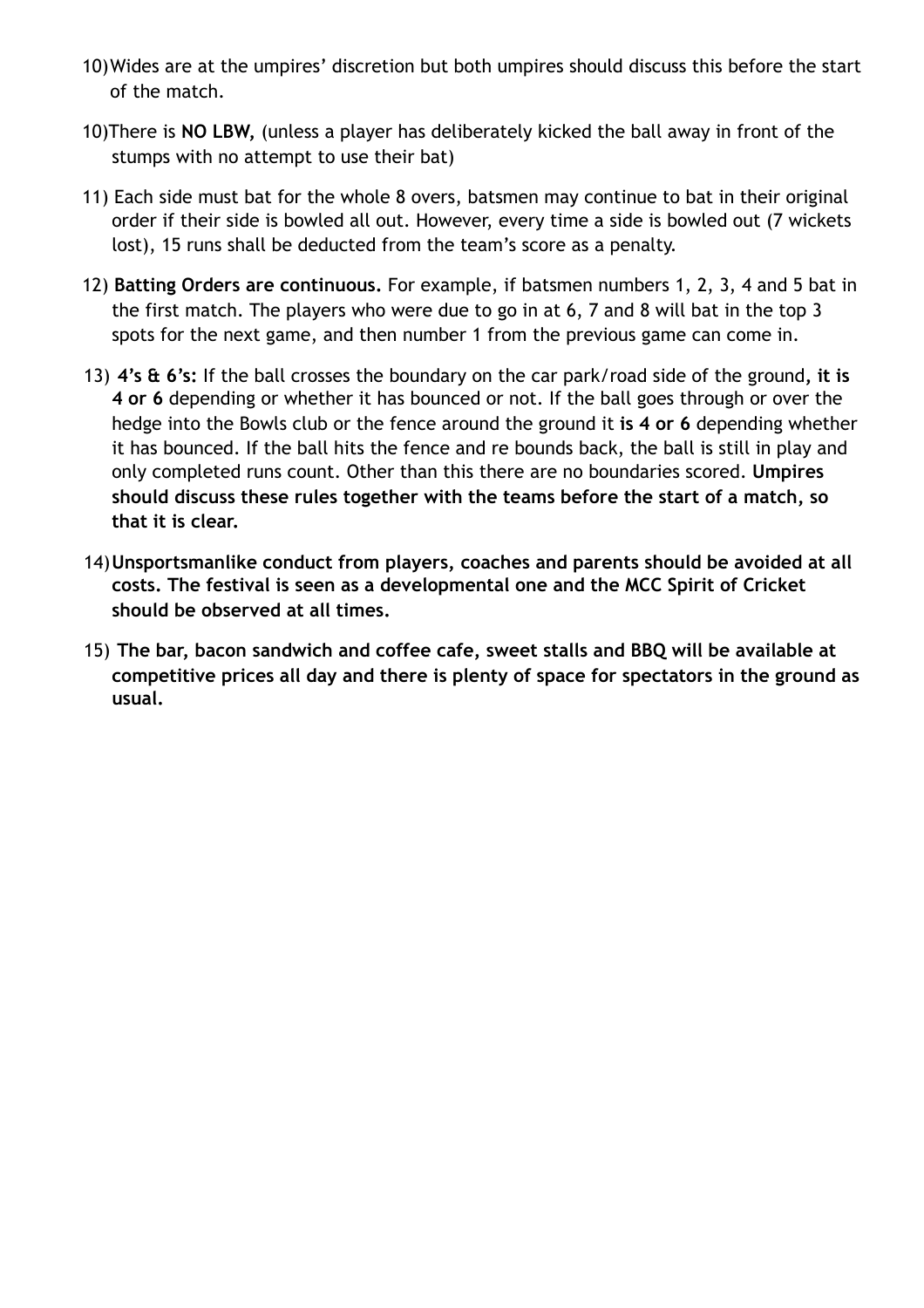10) Wides are at the umpires' discretion but both umpires should discuss this before the start of the match.

10) There is **NO LBW,** (unless a player has deliberately kicked the ball away in front of the stumps with no attempt to use their bat)

11) Each side must bat for the whole 8 overs, batsmen may continue to bat in their original order if their side is bowled all out. However, every time a side is bowled out (7 wickets lost), 15 runs shall be deducted from the team's score as a penalty.

12) **Batting Orders are continuous.** For example, if batsmen numbers 1, 2, 3, 4 and 5 bat in the first match. The players who were due to go in at 6, 7 and 8 will bat in the top 3 spots for the next game, and then number 1 from the previous game can come in.

13) **4's & 6's:** If the ball crosses the boundary on the car park/road side of the ground**, it is 4 or 6** depending or whether it has bounced or not. If the ball goes through or over the hedge into the Bowls club or the fence around the ground it **is 4 or 6** depending whether it has bounced. If the ball hits the fence and re bounds back, the ball is still in play and only completed runs count. Other than this there are no boundaries scored. **Umpires should discuss these rules together with the teams before the start of a match, so that it is clear.**

14) **Unsportsmanlike conduct from players, coaches and parents should be avoided at all costs. The festival is seen as a developmental one and the MCC Spirit of Cricket should be observed at all times.**

15) **The bar, bacon sandwich and coffee cafe, sweet stalls and BBQ will be available at competitive prices all day and there is plenty of space for spectators in the ground as usual.**